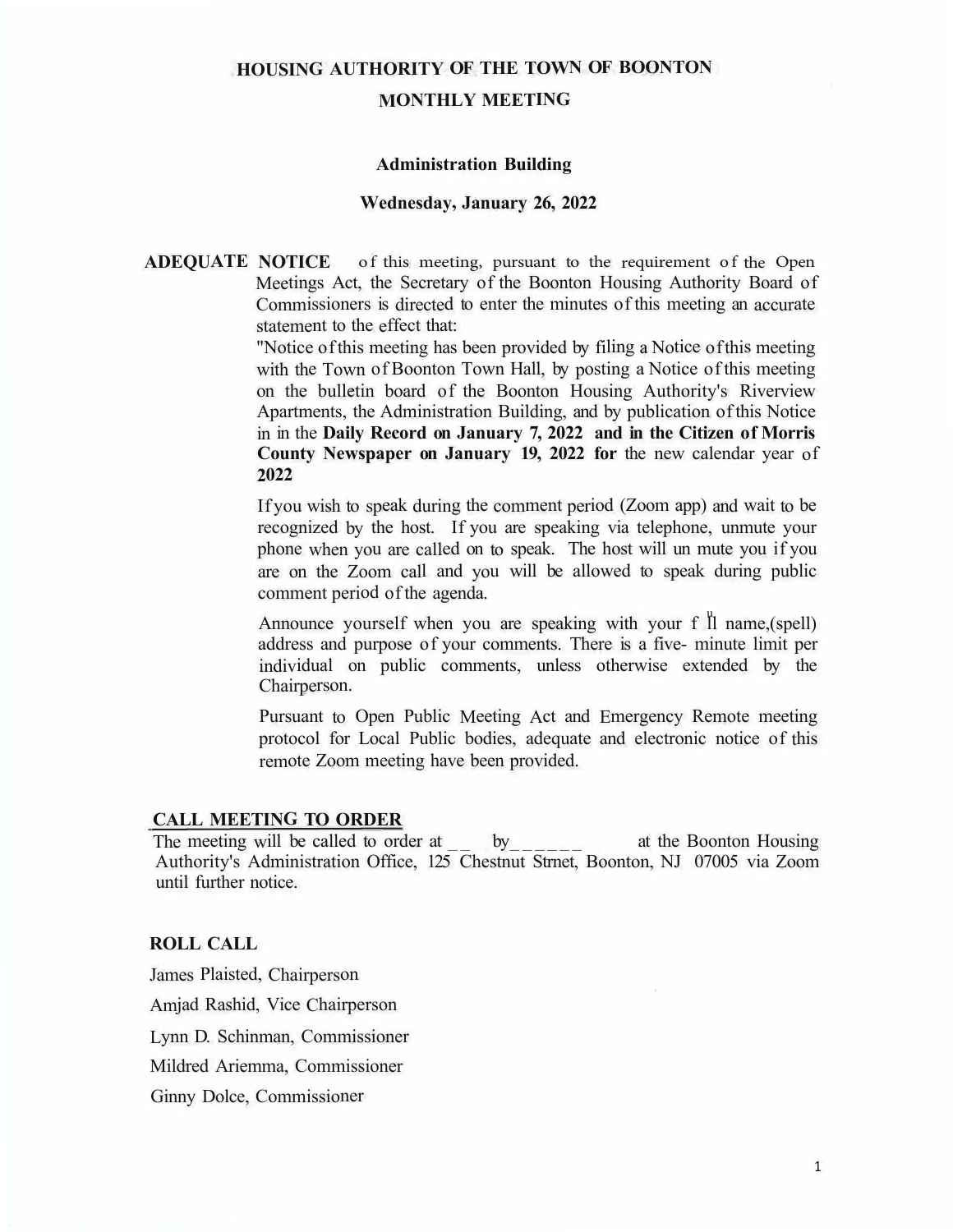# HOUSING AUTHORITY OF THE TOWN OF BOONTON

## MONTHLY MEETING

### Administration Building

### Wednesday, January 26, 2022

**ADEQUATE NOTICE** of this meeting, pursuant to the requirement of the Open Meetings Act, the Secretary of the Boonton Housing Authority Board of Commissioners is directed to enter the minutes of this meeting an accurate statement to the effect that:

"Notice of this meeting has been provided by filing a Notice of this meeting with the Town of Boonton Town Hall, by posting a Notice of this meeting on the bulletin board of the Boonton Housing Authority's Riverview Apartments, the Administration Building, and by publication of this Notice in in the **Daily Record on January 7, 2022 and in the Citizen of Morris County Newspaper on January 19, 2022 for** the new calendar year of **2022**

If you wish to speak during the comment period (Zoom app) and wait to be recognized by the host. If you are speaking via telephone, unmute your phone when you are called on to speak. The host will un mute you if you are on the Zoom call and you will be allowed to speak during public comment period of the agenda.

Announce yourself when you are speaking with your f ll name,(spell) address and purpose of your comments. There is a five- minute limit per individual on public comments, unless otherwise extended by the Chairperson.

Pursuant to Open Public Meeting Act and Emergency Remote meeting protocol for Local Public bodies, adequate and electronic notice of this remote Zoom meeting have been provided.

**CALL MEETING TO ORDER**

The meeting will be called to order at __ by______ at the Boonton Housing Authority's Administration Office, 125 Chestnut Strnet, Boonton, NJ 07005 via Zoom until further notice.

**ROLL CALL**

James Plaisted, Chairperson

Amjad Rashid, Vice Chairperson

Lynn D. Schinman, Commissioner

Mildred Ariemma, Commissioner

Ginny Dolce, Commissioner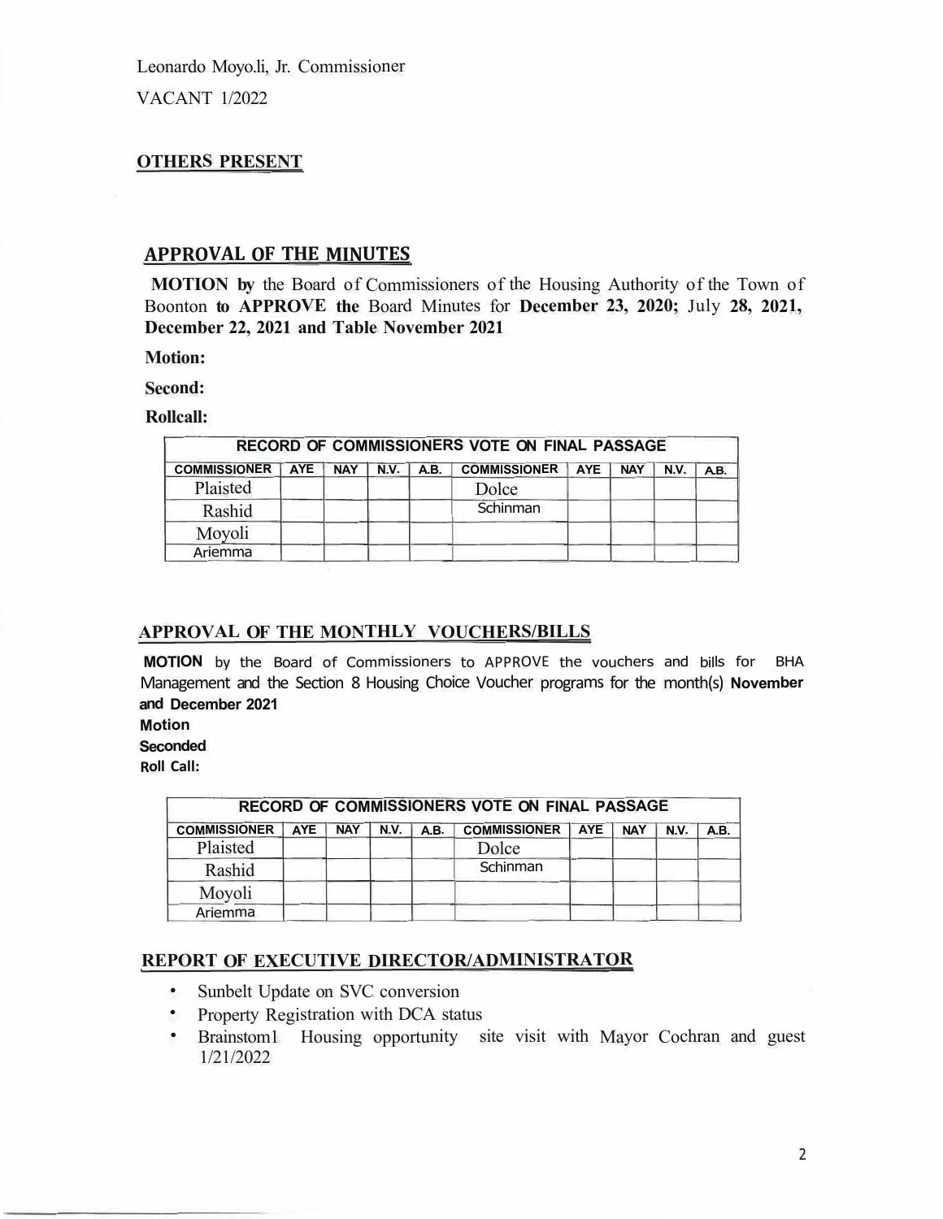Leonardo Moyo.li, Jr. Commissioner

VACANT 1/2022

## OTHERS PRESENT

## APPROVAL OF THE MINUTES

**MOTION by** the Board of Commissioners of the Housing Authority of the Town of Boonton **to APPROVE the** Board Minutes for **December 23, 2020;** July **28, 2021, December 22, 2021 and Table November 2021**

**Motion:**

**Second:**

**Rollcall:**

| RECORD OF COMMISSIONERS VOTE ON FINAL PASSAGE | | | | | | | | | |
|---|---|---|---|---|---|---|---|---|---|
| **COMMISSIONER** | **AYE** | **NAY** | **N.V.** | **A.B.** | **COMMISSIONER** | **AYE** | **NAY** | **N.V.** | **A.B.** |
| Plaisted | | | | | Dolce | | | | |
| Rashid | | | | | Schinman | | | | |
| Moyoli | | | | | | | | | |
| Ariemma | | | | | | | | | |

## APPROVAL OF THE MONTHLY VOUCHERS/BILLS

**MOTION** by the Board of Commissioners to APPROVE the vouchers and bills for BHA Management and the Section 8 Housing Choice Voucher programs for the month(s) **November and December 2021**

**Motion**

**Seconded**

**Roll Call:**

| RECORD OF COMMISSIONERS VOTE ON FINAL PASSAGE | | | | | | | | | |
|---|---|---|---|---|---|---|---|---|---|
| **COMMISSIONER** | **AYE** | **NAY** | **N.V.** | **A.B.** | **COMMISSIONER** | **AYE** | **NAY** | **N.V.** | **A.B.** |
| Plaisted | | | | | Dolce | | | | |
| Rashid | | | | | Schinman | | | | |
| Moyoli | | | | | | | | | |
| Ariemma | | | | | | | | | |

## REPORT OF EXECUTIVE DIRECTOR/ADMINISTRATOR

- Sunbelt Update on SVC conversion
- Property Registration with DCA status
- Brainstom1 Housing opportunity site visit with Mayor Cochran and guest 1/21/2022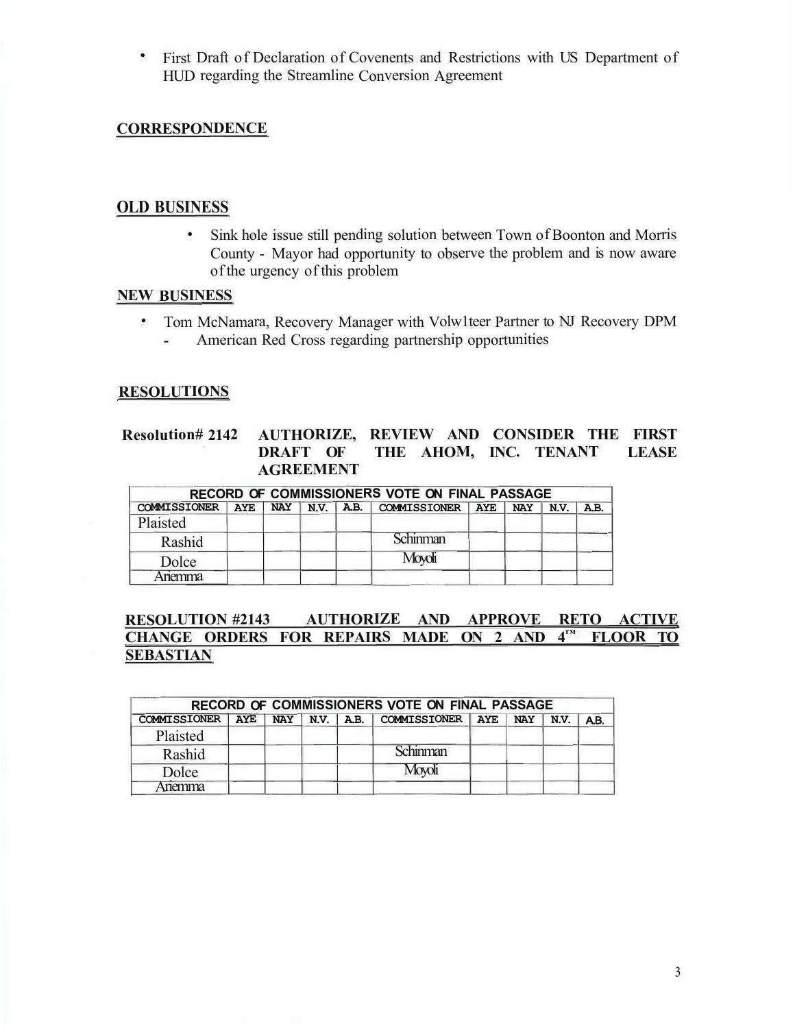- First Draft of Declaration of Covenents and Restrictions with US Department of HUD regarding the Streamline Conversion Agreement

## CORRESPONDENCE

## OLD BUSINESS

- Sink hole issue still pending solution between Town of Boonton and Morris County - Mayor had opportunity to observe the problem and is now aware of the urgency of this problem

## NEW BUSINESS

- Tom McNamara, Recovery Manager with Volw1teer Partner to NJ Recovery DPM
  - American Red Cross regarding partnership opportunities

## RESOLUTIONS

**Resolution# 2142 AUTHORIZE, REVIEW AND CONSIDER THE FIRST DRAFT OF THE AHOM, INC. TENANT LEASE AGREEMENT**

| RECORD OF COMMISSIONERS VOTE ON FINAL PASSAGE | | | | | | | | | |
|---|---|---|---|---|---|---|---|---|---|
| COMMISSIONER | AYE | NAY | N.V. | A.B. | COMMISSIONER | AYE | NAY | N.V. | A.B. |
| Plaisted | | | | | | | | | |
| Rashid | | | | | Schinman | | | | |
| Dolce | | | | | Moyoli | | | | |
| Ariemma | | | | | | | | | |

**RESOLUTION #2143 AUTHORIZE AND APPROVE RETO ACTIVE CHANGE ORDERS FOR REPAIRS MADE ON 2 AND 4TM FLOOR TO SEBASTIAN**

| RECORD OF COMMISSIONERS VOTE ON FINAL PASSAGE | | | | | | | | | |
|---|---|---|---|---|---|---|---|---|---|
| COMMISSIONER | AYE | NAY | N.V. | A.B. | COMMISSIONER | AYE | NAY | N.V. | A.B. |
| Plaisted | | | | | | | | | |
| Rashid | | | | | Schinman | | | | |
| Dolce | | | | | Moyoli | | | | |
| Ariemma | | | | | | | | | |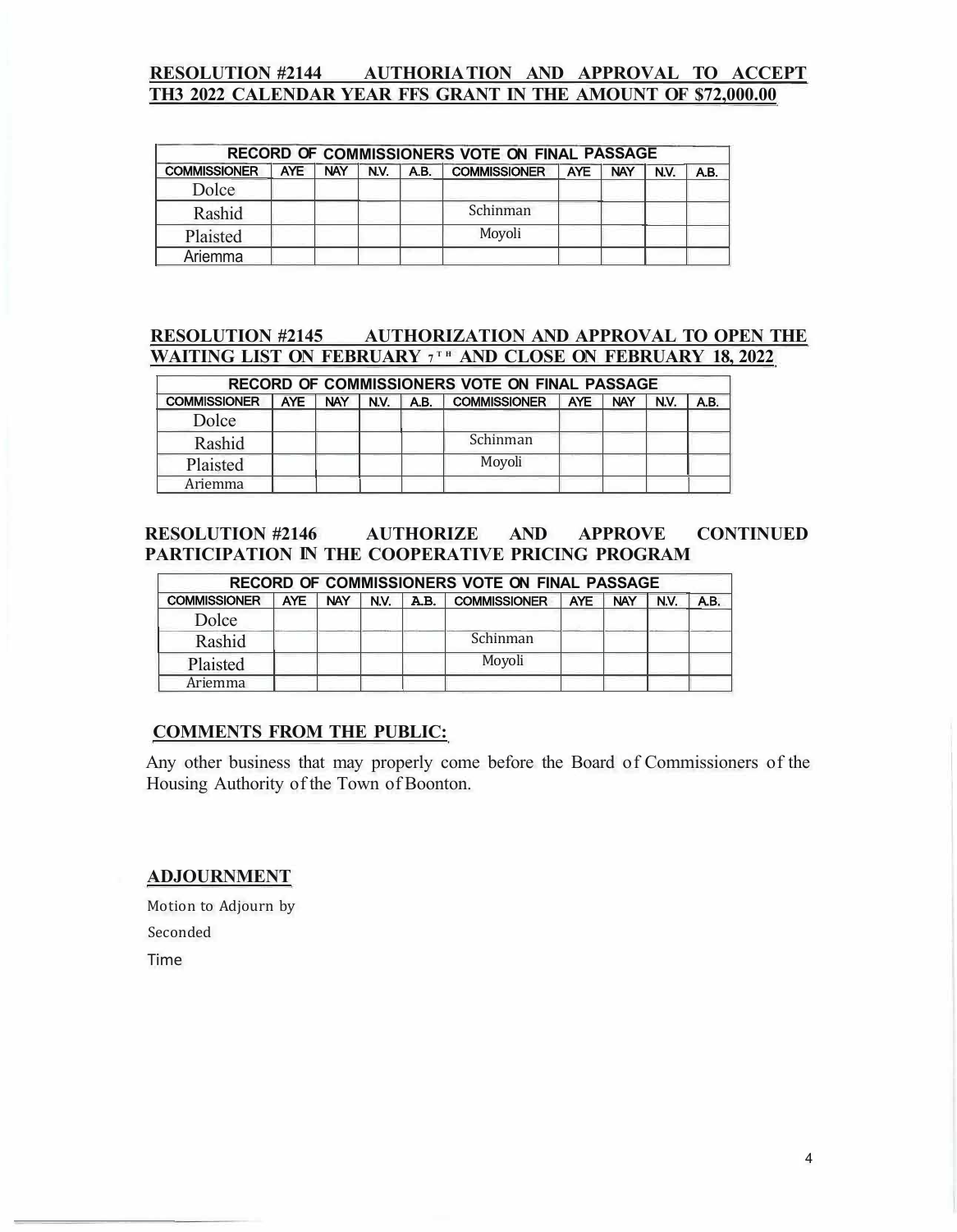**RESOLUTION #2144 AUTHORIATION AND APPROVAL TO ACCEPT TH3 2022 CALENDAR YEAR FFS GRANT IN THE AMOUNT OF $72,000.00**

| RECORD OF COMMISSIONERS VOTE ON FINAL PASSAGE | | | | | | | | | |
|---|---|---|---|---|---|---|---|---|---|
| COMMISSIONER | AYE | NAY | N.V. | A.B. | COMMISSIONER | AYE | NAY | N.V. | A.B. |
| Dolce | | | | | | | | | |
| Rashid | | | | | Schinman | | | | |
| Plaisted | | | | | Moyoli | | | | |
| Ariemma | | | | | | | | | |

**RESOLUTION #2145 AUTHORIZATION AND APPROVAL TO OPEN THE WAITING LIST ON FEBRUARY 7TH AND CLOSE ON FEBRUARY 18, 2022**

| RECORD OF COMMISSIONERS VOTE ON FINAL PASSAGE | | | | | | | | | |
|---|---|---|---|---|---|---|---|---|---|
| COMMISSIONER | AYE | NAY | N.V. | A.B. | COMMISSIONER | AYE | NAY | N.V. | A.B. |
| Dolce | | | | | | | | | |
| Rashid | | | | | Schinman | | | | |
| Plaisted | | | | | Moyoli | | | | |
| Ariemma | | | | | | | | | |

**RESOLUTION #2146 AUTHORIZE AND APPROVE CONTINUED PARTICIPATION IN THE COOPERATIVE PRICING PROGRAM**

| RECORD OF COMMISSIONERS VOTE ON FINAL PASSAGE | | | | | | | | | |
|---|---|---|---|---|---|---|---|---|---|
| COMMISSIONER | AYE | NAY | N.V. | A.B. | COMMISSIONER | AYE | NAY | N.V. | A.B. |
| Dolce | | | | | | | | | |
| Rashid | | | | | Schinman | | | | |
| Plaisted | | | | | Moyoli | | | | |
| Ariemma | | | | | | | | | |

**COMMENTS FROM THE PUBLIC:**

Any other business that may properly come before the Board of Commissioners of the Housing Authority of the Town of Boonton.

**ADJOURNMENT**

Motion to Adjourn by

Seconded

Time